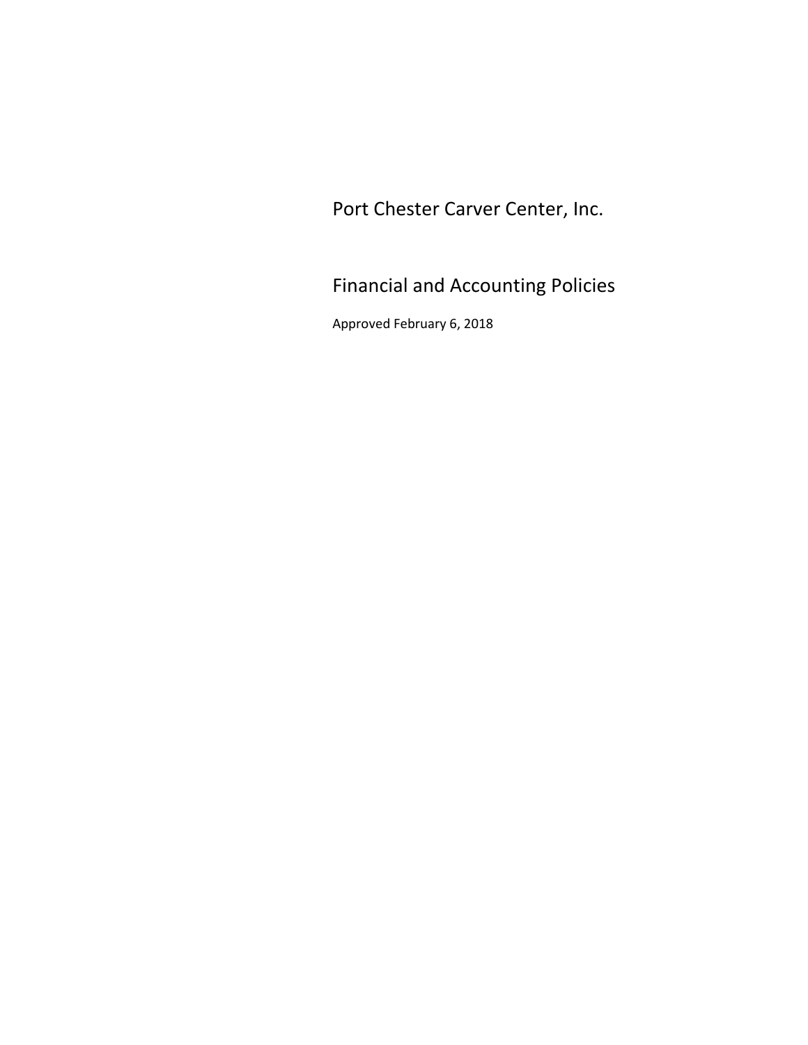# Port Chester Carver Center, Inc.

## Financial and Accounting Policies

Approved February 6, 2018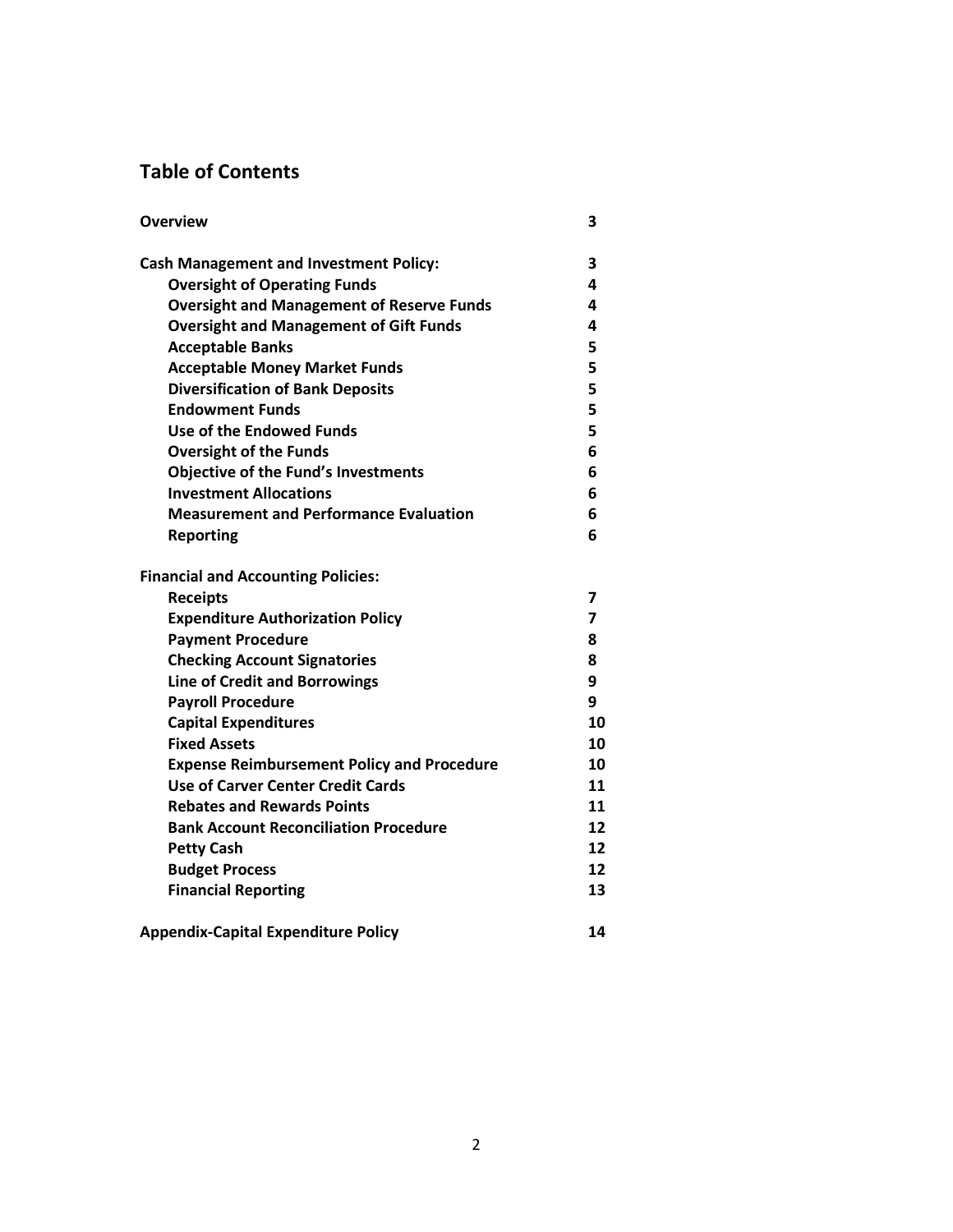## Table of Contents

| | |
|---|---|
| **Overview** | **3** |
| **Cash Management and Investment Policy:** | **3** |
| **Oversight of Operating Funds** | **4** |
| **Oversight and Management of Reserve Funds** | **4** |
| **Oversight and Management of Gift Funds** | **4** |
| **Acceptable Banks** | **5** |
| **Acceptable Money Market Funds** | **5** |
| **Diversification of Bank Deposits** | **5** |
| **Endowment Funds** | **5** |
| **Use of the Endowed Funds** | **5** |
| **Oversight of the Funds** | **6** |
| **Objective of the Fund's Investments** | **6** |
| **Investment Allocations** | **6** |
| **Measurement and Performance Evaluation** | **6** |
| **Reporting** | **6** |
| **Financial and Accounting Policies:** | |
| **Receipts** | **7** |
| **Expenditure Authorization Policy** | **7** |
| **Payment Procedure** | **8** |
| **Checking Account Signatories** | **8** |
| **Line of Credit and Borrowings** | **9** |
| **Payroll Procedure** | **9** |
| **Capital Expenditures** | **10** |
| **Fixed Assets** | **10** |
| **Expense Reimbursement Policy and Procedure** | **10** |
| **Use of Carver Center Credit Cards** | **11** |
| **Rebates and Rewards Points** | **11** |
| **Bank Account Reconciliation Procedure** | **12** |
| **Petty Cash** | **12** |
| **Budget Process** | **12** |
| **Financial Reporting** | **13** |
| **Appendix-Capital Expenditure Policy** | **14** |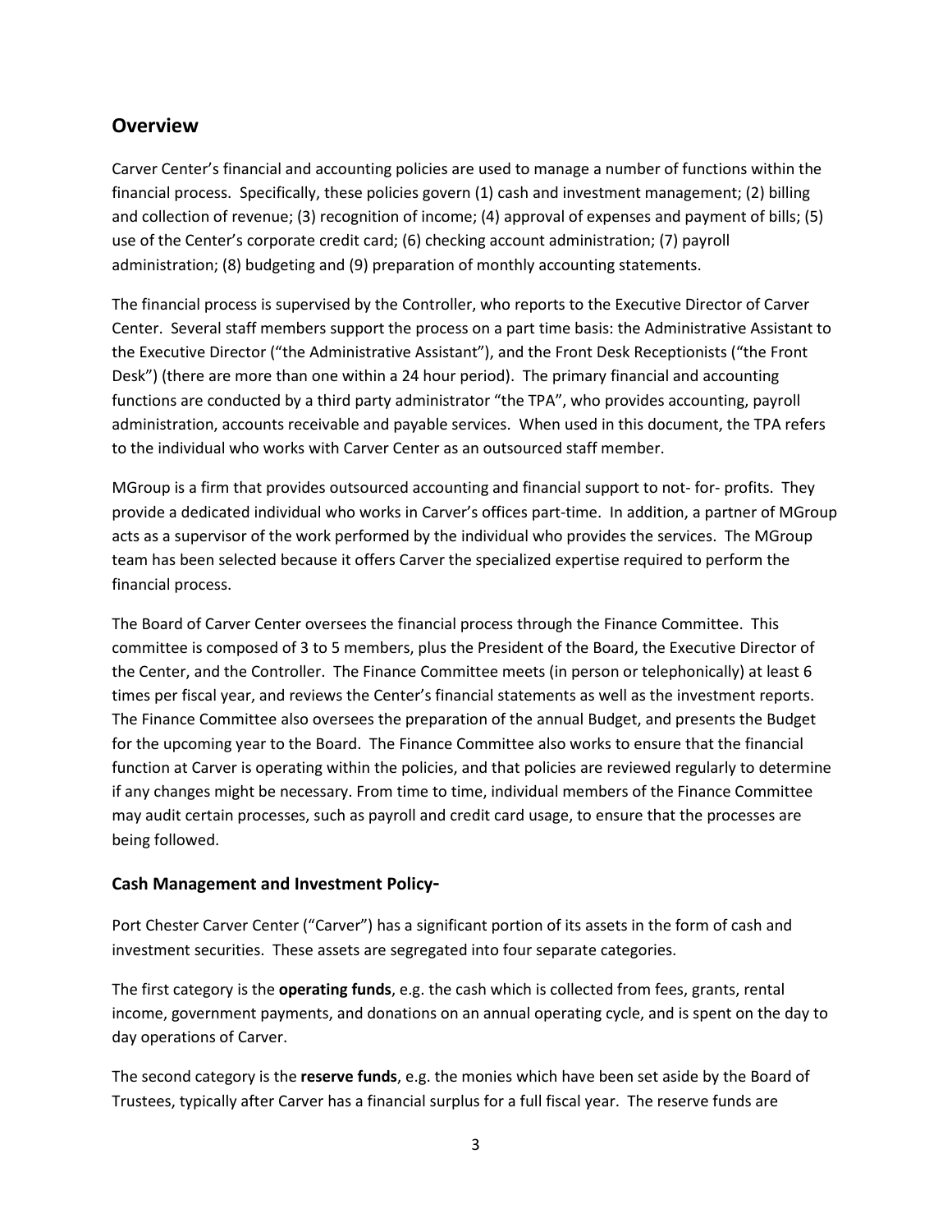## Overview

Carver Center's financial and accounting policies are used to manage a number of functions within the financial process. Specifically, these policies govern (1) cash and investment management; (2) billing and collection of revenue; (3) recognition of income; (4) approval of expenses and payment of bills; (5) use of the Center's corporate credit card; (6) checking account administration; (7) payroll administration; (8) budgeting and (9) preparation of monthly accounting statements.

The financial process is supervised by the Controller, who reports to the Executive Director of Carver Center. Several staff members support the process on a part time basis: the Administrative Assistant to the Executive Director ("the Administrative Assistant"), and the Front Desk Receptionists ("the Front Desk") (there are more than one within a 24 hour period). The primary financial and accounting functions are conducted by a third party administrator "the TPA", who provides accounting, payroll administration, accounts receivable and payable services. When used in this document, the TPA refers to the individual who works with Carver Center as an outsourced staff member.

MGroup is a firm that provides outsourced accounting and financial support to not- for- profits. They provide a dedicated individual who works in Carver's offices part-time. In addition, a partner of MGroup acts as a supervisor of the work performed by the individual who provides the services. The MGroup team has been selected because it offers Carver the specialized expertise required to perform the financial process.

The Board of Carver Center oversees the financial process through the Finance Committee. This committee is composed of 3 to 5 members, plus the President of the Board, the Executive Director of the Center, and the Controller. The Finance Committee meets (in person or telephonically) at least 6 times per fiscal year, and reviews the Center's financial statements as well as the investment reports. The Finance Committee also oversees the preparation of the annual Budget, and presents the Budget for the upcoming year to the Board. The Finance Committee also works to ensure that the financial function at Carver is operating within the policies, and that policies are reviewed regularly to determine if any changes might be necessary. From time to time, individual members of the Finance Committee may audit certain processes, such as payroll and credit card usage, to ensure that the processes are being followed.

### Cash Management and Investment Policy-

Port Chester Carver Center ("Carver") has a significant portion of its assets in the form of cash and investment securities. These assets are segregated into four separate categories.

The first category is the **operating funds**, e.g. the cash which is collected from fees, grants, rental income, government payments, and donations on an annual operating cycle, and is spent on the day to day operations of Carver.

The second category is the **reserve funds**, e.g. the monies which have been set aside by the Board of Trustees, typically after Carver has a financial surplus for a full fiscal year. The reserve funds are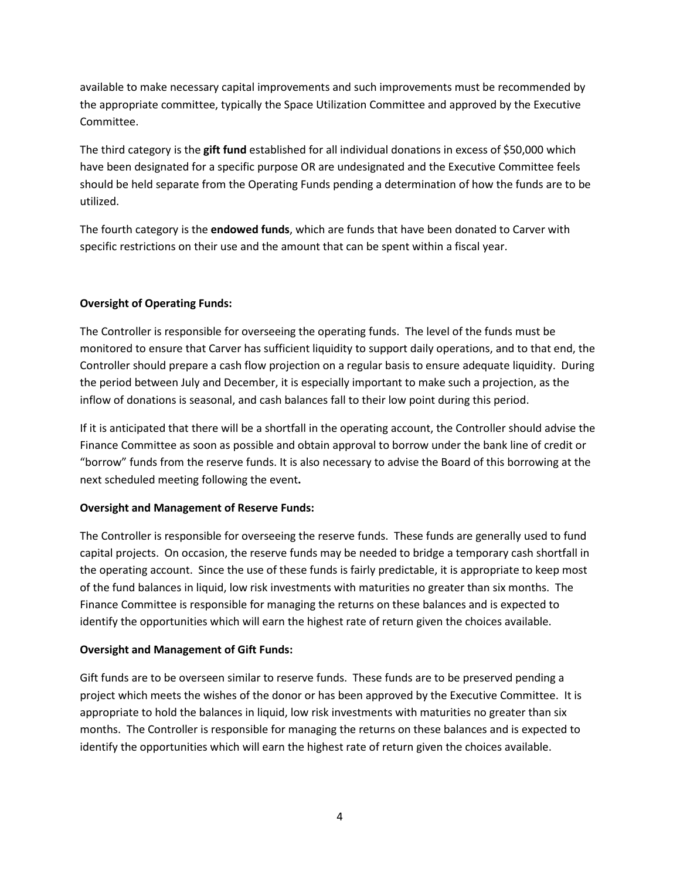available to make necessary capital improvements and such improvements must be recommended by the appropriate committee, typically the Space Utilization Committee and approved by the Executive Committee.

The third category is the **gift fund** established for all individual donations in excess of $50,000 which have been designated for a specific purpose OR are undesignated and the Executive Committee feels should be held separate from the Operating Funds pending a determination of how the funds are to be utilized.

The fourth category is the **endowed funds**, which are funds that have been donated to Carver with specific restrictions on their use and the amount that can be spent within a fiscal year.

**Oversight of Operating Funds:**

The Controller is responsible for overseeing the operating funds. The level of the funds must be monitored to ensure that Carver has sufficient liquidity to support daily operations, and to that end, the Controller should prepare a cash flow projection on a regular basis to ensure adequate liquidity. During the period between July and December, it is especially important to make such a projection, as the inflow of donations is seasonal, and cash balances fall to their low point during this period.

If it is anticipated that there will be a shortfall in the operating account, the Controller should advise the Finance Committee as soon as possible and obtain approval to borrow under the bank line of credit or "borrow" funds from the reserve funds. It is also necessary to advise the Board of this borrowing at the next scheduled meeting following the event**.**

**Oversight and Management of Reserve Funds:**

The Controller is responsible for overseeing the reserve funds. These funds are generally used to fund capital projects. On occasion, the reserve funds may be needed to bridge a temporary cash shortfall in the operating account. Since the use of these funds is fairly predictable, it is appropriate to keep most of the fund balances in liquid, low risk investments with maturities no greater than six months. The Finance Committee is responsible for managing the returns on these balances and is expected to identify the opportunities which will earn the highest rate of return given the choices available.

**Oversight and Management of Gift Funds:**

Gift funds are to be overseen similar to reserve funds. These funds are to be preserved pending a project which meets the wishes of the donor or has been approved by the Executive Committee. It is appropriate to hold the balances in liquid, low risk investments with maturities no greater than six months. The Controller is responsible for managing the returns on these balances and is expected to identify the opportunities which will earn the highest rate of return given the choices available.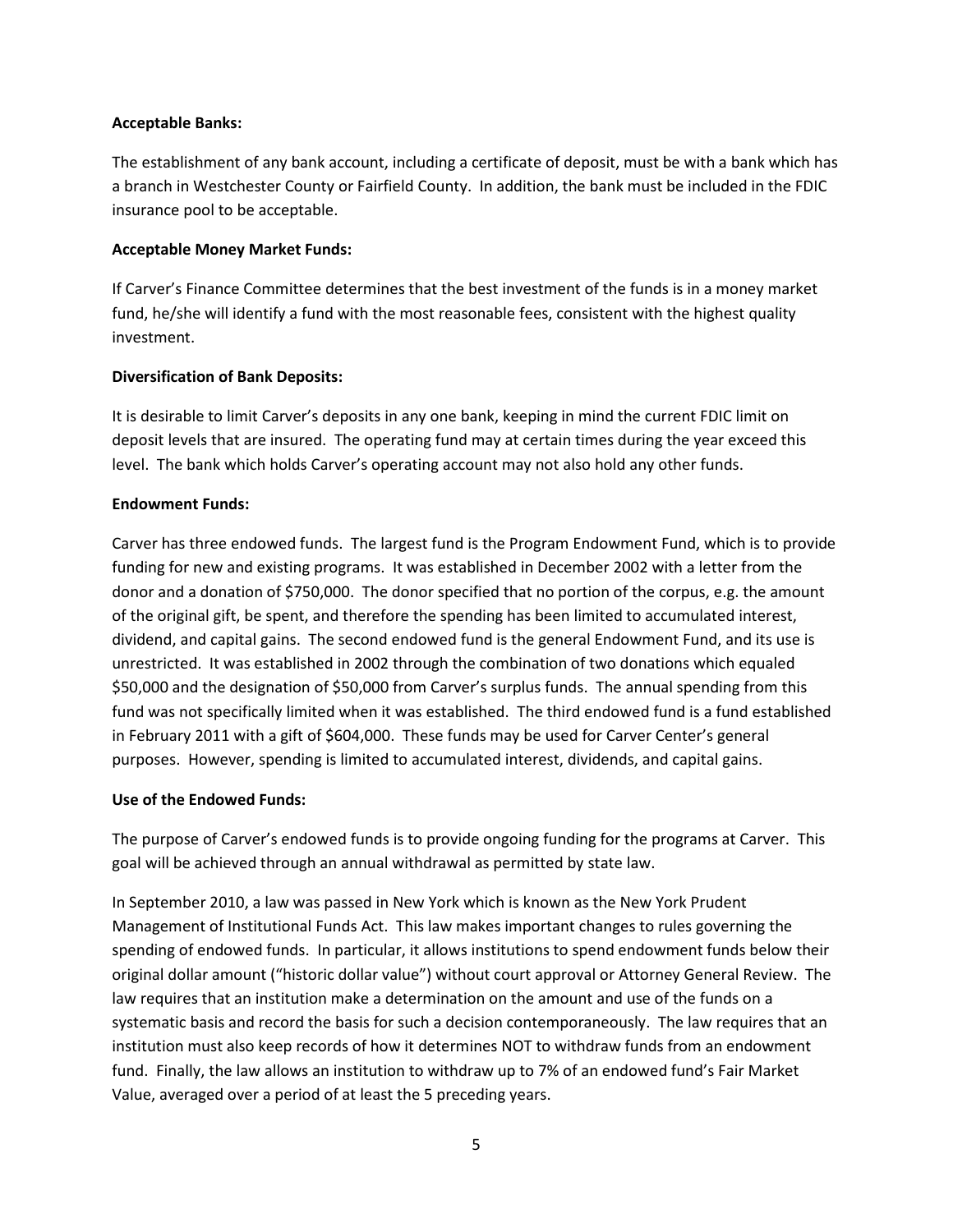**Acceptable Banks:**

The establishment of any bank account, including a certificate of deposit, must be with a bank which has a branch in Westchester County or Fairfield County. In addition, the bank must be included in the FDIC insurance pool to be acceptable.

**Acceptable Money Market Funds:**

If Carver's Finance Committee determines that the best investment of the funds is in a money market fund, he/she will identify a fund with the most reasonable fees, consistent with the highest quality investment.

**Diversification of Bank Deposits:**

It is desirable to limit Carver's deposits in any one bank, keeping in mind the current FDIC limit on deposit levels that are insured. The operating fund may at certain times during the year exceed this level. The bank which holds Carver's operating account may not also hold any other funds.

**Endowment Funds:**

Carver has three endowed funds. The largest fund is the Program Endowment Fund, which is to provide funding for new and existing programs. It was established in December 2002 with a letter from the donor and a donation of $750,000. The donor specified that no portion of the corpus, e.g. the amount of the original gift, be spent, and therefore the spending has been limited to accumulated interest, dividend, and capital gains. The second endowed fund is the general Endowment Fund, and its use is unrestricted. It was established in 2002 through the combination of two donations which equaled $50,000 and the designation of $50,000 from Carver's surplus funds. The annual spending from this fund was not specifically limited when it was established. The third endowed fund is a fund established in February 2011 with a gift of $604,000. These funds may be used for Carver Center's general purposes. However, spending is limited to accumulated interest, dividends, and capital gains.

**Use of the Endowed Funds:**

The purpose of Carver's endowed funds is to provide ongoing funding for the programs at Carver. This goal will be achieved through an annual withdrawal as permitted by state law.

In September 2010, a law was passed in New York which is known as the New York Prudent Management of Institutional Funds Act. This law makes important changes to rules governing the spending of endowed funds. In particular, it allows institutions to spend endowment funds below their original dollar amount ("historic dollar value") without court approval or Attorney General Review. The law requires that an institution make a determination on the amount and use of the funds on a systematic basis and record the basis for such a decision contemporaneously. The law requires that an institution must also keep records of how it determines NOT to withdraw funds from an endowment fund. Finally, the law allows an institution to withdraw up to 7% of an endowed fund's Fair Market Value, averaged over a period of at least the 5 preceding years.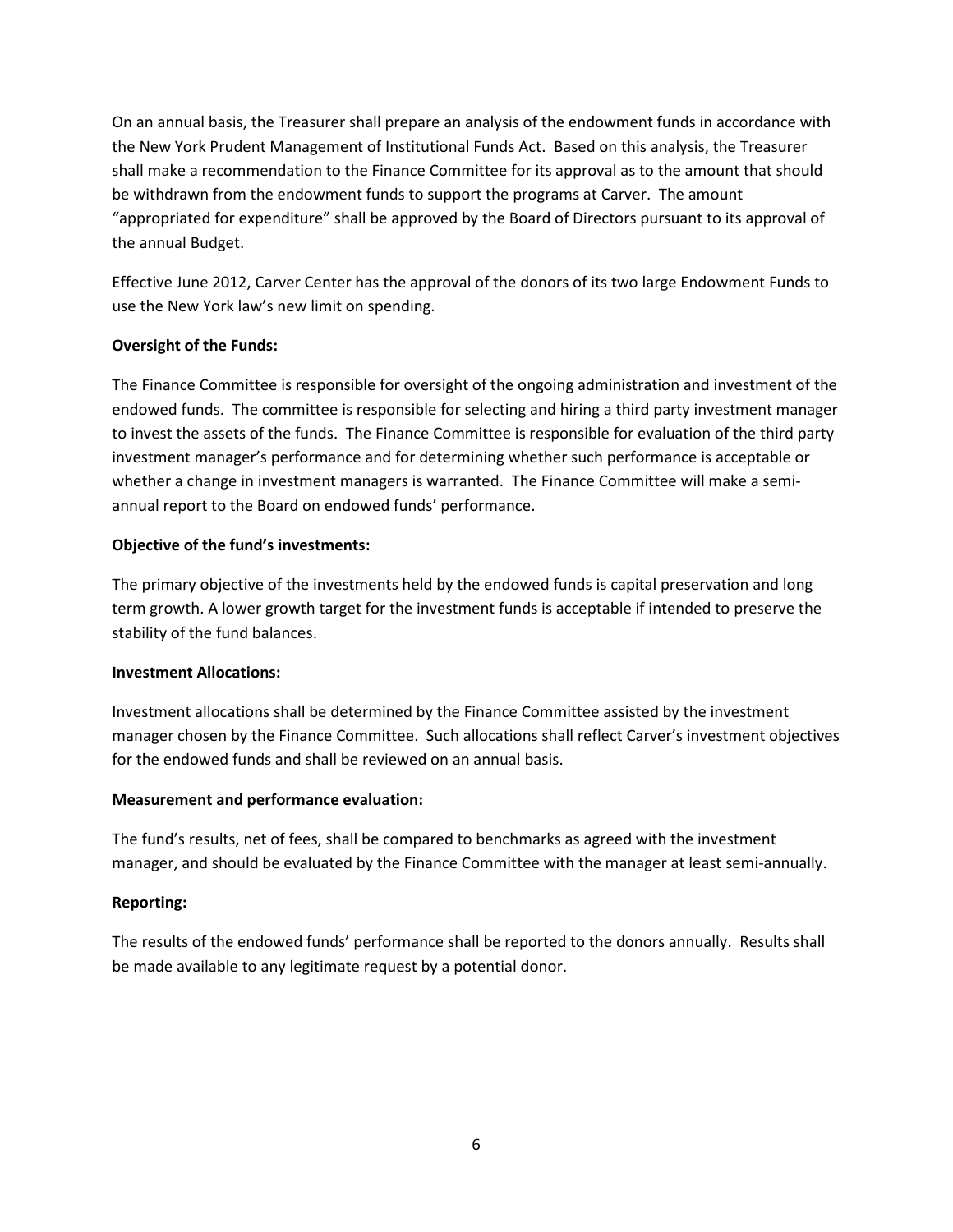On an annual basis, the Treasurer shall prepare an analysis of the endowment funds in accordance with the New York Prudent Management of Institutional Funds Act. Based on this analysis, the Treasurer shall make a recommendation to the Finance Committee for its approval as to the amount that should be withdrawn from the endowment funds to support the programs at Carver. The amount "appropriated for expenditure" shall be approved by the Board of Directors pursuant to its approval of the annual Budget.

Effective June 2012, Carver Center has the approval of the donors of its two large Endowment Funds to use the New York law's new limit on spending.

**Oversight of the Funds:**

The Finance Committee is responsible for oversight of the ongoing administration and investment of the endowed funds. The committee is responsible for selecting and hiring a third party investment manager to invest the assets of the funds. The Finance Committee is responsible for evaluation of the third party investment manager's performance and for determining whether such performance is acceptable or whether a change in investment managers is warranted. The Finance Committee will make a semi-annual report to the Board on endowed funds' performance.

**Objective of the fund's investments:**

The primary objective of the investments held by the endowed funds is capital preservation and long term growth. A lower growth target for the investment funds is acceptable if intended to preserve the stability of the fund balances.

**Investment Allocations:**

Investment allocations shall be determined by the Finance Committee assisted by the investment manager chosen by the Finance Committee. Such allocations shall reflect Carver's investment objectives for the endowed funds and shall be reviewed on an annual basis.

**Measurement and performance evaluation:**

The fund's results, net of fees, shall be compared to benchmarks as agreed with the investment manager, and should be evaluated by the Finance Committee with the manager at least semi-annually.

**Reporting:**

The results of the endowed funds' performance shall be reported to the donors annually. Results shall be made available to any legitimate request by a potential donor.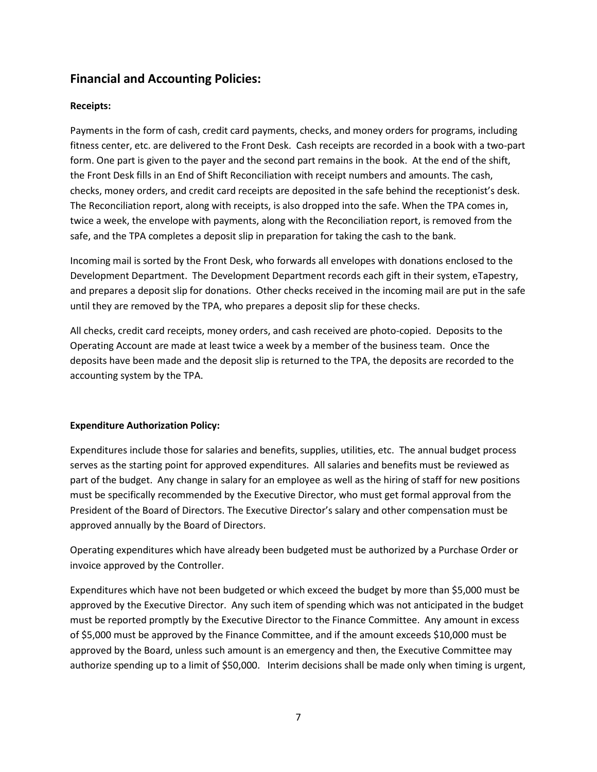## Financial and Accounting Policies:

### Receipts:

Payments in the form of cash, credit card payments, checks, and money orders for programs, including fitness center, etc. are delivered to the Front Desk. Cash receipts are recorded in a book with a two-part form. One part is given to the payer and the second part remains in the book. At the end of the shift, the Front Desk fills in an End of Shift Reconciliation with receipt numbers and amounts. The cash, checks, money orders, and credit card receipts are deposited in the safe behind the receptionist's desk. The Reconciliation report, along with receipts, is also dropped into the safe. When the TPA comes in, twice a week, the envelope with payments, along with the Reconciliation report, is removed from the safe, and the TPA completes a deposit slip in preparation for taking the cash to the bank.

Incoming mail is sorted by the Front Desk, who forwards all envelopes with donations enclosed to the Development Department. The Development Department records each gift in their system, eTapestry, and prepares a deposit slip for donations. Other checks received in the incoming mail are put in the safe until they are removed by the TPA, who prepares a deposit slip for these checks.

All checks, credit card receipts, money orders, and cash received are photo-copied. Deposits to the Operating Account are made at least twice a week by a member of the business team. Once the deposits have been made and the deposit slip is returned to the TPA, the deposits are recorded to the accounting system by the TPA.

### Expenditure Authorization Policy:

Expenditures include those for salaries and benefits, supplies, utilities, etc. The annual budget process serves as the starting point for approved expenditures. All salaries and benefits must be reviewed as part of the budget. Any change in salary for an employee as well as the hiring of staff for new positions must be specifically recommended by the Executive Director, who must get formal approval from the President of the Board of Directors. The Executive Director's salary and other compensation must be approved annually by the Board of Directors.

Operating expenditures which have already been budgeted must be authorized by a Purchase Order or invoice approved by the Controller.

Expenditures which have not been budgeted or which exceed the budget by more than $5,000 must be approved by the Executive Director. Any such item of spending which was not anticipated in the budget must be reported promptly by the Executive Director to the Finance Committee. Any amount in excess of $5,000 must be approved by the Finance Committee, and if the amount exceeds $10,000 must be approved by the Board, unless such amount is an emergency and then, the Executive Committee may authorize spending up to a limit of $50,000. Interim decisions shall be made only when timing is urgent,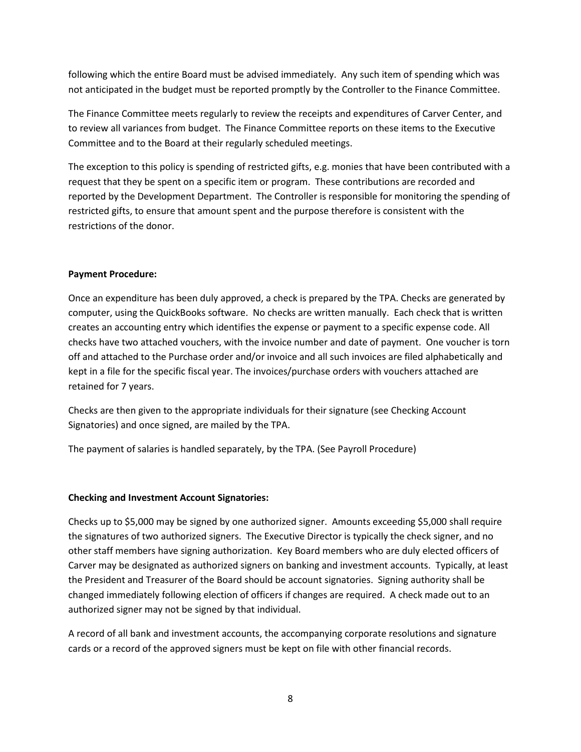following which the entire Board must be advised immediately. Any such item of spending which was not anticipated in the budget must be reported promptly by the Controller to the Finance Committee.

The Finance Committee meets regularly to review the receipts and expenditures of Carver Center, and to review all variances from budget. The Finance Committee reports on these items to the Executive Committee and to the Board at their regularly scheduled meetings.

The exception to this policy is spending of restricted gifts, e.g. monies that have been contributed with a request that they be spent on a specific item or program. These contributions are recorded and reported by the Development Department. The Controller is responsible for monitoring the spending of restricted gifts, to ensure that amount spent and the purpose therefore is consistent with the restrictions of the donor.

**Payment Procedure:**

Once an expenditure has been duly approved, a check is prepared by the TPA. Checks are generated by computer, using the QuickBooks software. No checks are written manually. Each check that is written creates an accounting entry which identifies the expense or payment to a specific expense code. All checks have two attached vouchers, with the invoice number and date of payment. One voucher is torn off and attached to the Purchase order and/or invoice and all such invoices are filed alphabetically and kept in a file for the specific fiscal year. The invoices/purchase orders with vouchers attached are retained for 7 years.

Checks are then given to the appropriate individuals for their signature (see Checking Account Signatories) and once signed, are mailed by the TPA.

The payment of salaries is handled separately, by the TPA. (See Payroll Procedure)

**Checking and Investment Account Signatories:**

Checks up to $5,000 may be signed by one authorized signer. Amounts exceeding $5,000 shall require the signatures of two authorized signers. The Executive Director is typically the check signer, and no other staff members have signing authorization. Key Board members who are duly elected officers of Carver may be designated as authorized signers on banking and investment accounts. Typically, at least the President and Treasurer of the Board should be account signatories. Signing authority shall be changed immediately following election of officers if changes are required. A check made out to an authorized signer may not be signed by that individual.

A record of all bank and investment accounts, the accompanying corporate resolutions and signature cards or a record of the approved signers must be kept on file with other financial records.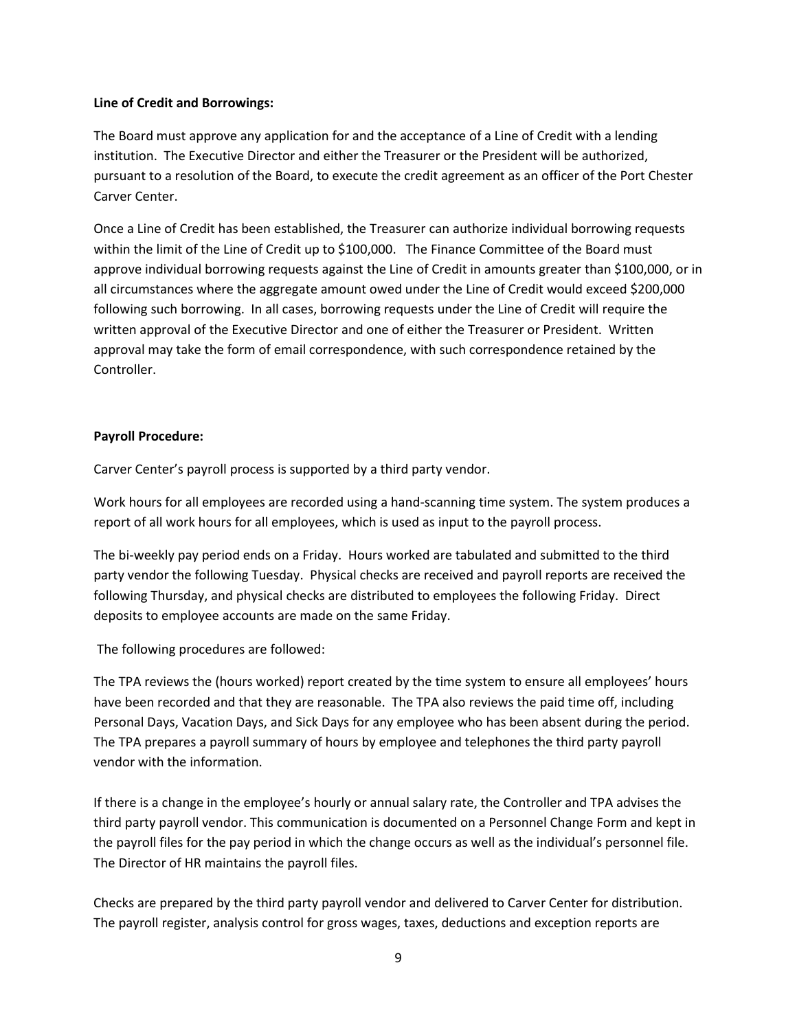**Line of Credit and Borrowings:**

The Board must approve any application for and the acceptance of a Line of Credit with a lending institution. The Executive Director and either the Treasurer or the President will be authorized, pursuant to a resolution of the Board, to execute the credit agreement as an officer of the Port Chester Carver Center.

Once a Line of Credit has been established, the Treasurer can authorize individual borrowing requests within the limit of the Line of Credit up to $100,000. The Finance Committee of the Board must approve individual borrowing requests against the Line of Credit in amounts greater than $100,000, or in all circumstances where the aggregate amount owed under the Line of Credit would exceed $200,000 following such borrowing. In all cases, borrowing requests under the Line of Credit will require the written approval of the Executive Director and one of either the Treasurer or President. Written approval may take the form of email correspondence, with such correspondence retained by the Controller.

**Payroll Procedure:**

Carver Center's payroll process is supported by a third party vendor.

Work hours for all employees are recorded using a hand-scanning time system. The system produces a report of all work hours for all employees, which is used as input to the payroll process.

The bi-weekly pay period ends on a Friday. Hours worked are tabulated and submitted to the third party vendor the following Tuesday. Physical checks are received and payroll reports are received the following Thursday, and physical checks are distributed to employees the following Friday. Direct deposits to employee accounts are made on the same Friday.

The following procedures are followed:

The TPA reviews the (hours worked) report created by the time system to ensure all employees' hours have been recorded and that they are reasonable. The TPA also reviews the paid time off, including Personal Days, Vacation Days, and Sick Days for any employee who has been absent during the period. The TPA prepares a payroll summary of hours by employee and telephones the third party payroll vendor with the information.

If there is a change in the employee's hourly or annual salary rate, the Controller and TPA advises the third party payroll vendor. This communication is documented on a Personnel Change Form and kept in the payroll files for the pay period in which the change occurs as well as the individual's personnel file. The Director of HR maintains the payroll files.

Checks are prepared by the third party payroll vendor and delivered to Carver Center for distribution. The payroll register, analysis control for gross wages, taxes, deductions and exception reports are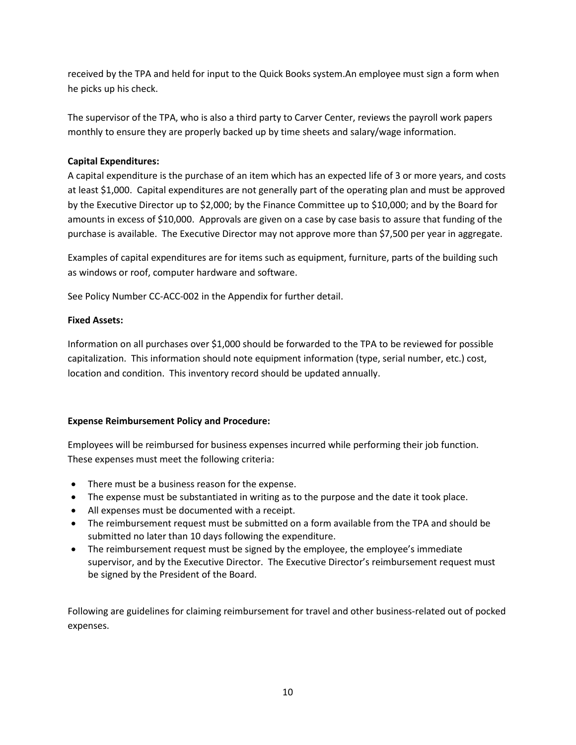received by the TPA and held for input to the Quick Books system.An employee must sign a form when he picks up his check.

The supervisor of the TPA, who is also a third party to Carver Center, reviews the payroll work papers monthly to ensure they are properly backed up by time sheets and salary/wage information.

**Capital Expenditures:**

A capital expenditure is the purchase of an item which has an expected life of 3 or more years, and costs at least $1,000. Capital expenditures are not generally part of the operating plan and must be approved by the Executive Director up to $2,000; by the Finance Committee up to $10,000; and by the Board for amounts in excess of $10,000. Approvals are given on a case by case basis to assure that funding of the purchase is available. The Executive Director may not approve more than $7,500 per year in aggregate.

Examples of capital expenditures are for items such as equipment, furniture, parts of the building such as windows or roof, computer hardware and software.

See Policy Number CC-ACC-002 in the Appendix for further detail.

**Fixed Assets:**

Information on all purchases over $1,000 should be forwarded to the TPA to be reviewed for possible capitalization. This information should note equipment information (type, serial number, etc.) cost, location and condition. This inventory record should be updated annually.

**Expense Reimbursement Policy and Procedure:**

Employees will be reimbursed for business expenses incurred while performing their job function. These expenses must meet the following criteria:

- There must be a business reason for the expense.
- The expense must be substantiated in writing as to the purpose and the date it took place.
- All expenses must be documented with a receipt.
- The reimbursement request must be submitted on a form available from the TPA and should be submitted no later than 10 days following the expenditure.
- The reimbursement request must be signed by the employee, the employee's immediate supervisor, and by the Executive Director. The Executive Director's reimbursement request must be signed by the President of the Board.

Following are guidelines for claiming reimbursement for travel and other business-related out of pocked expenses.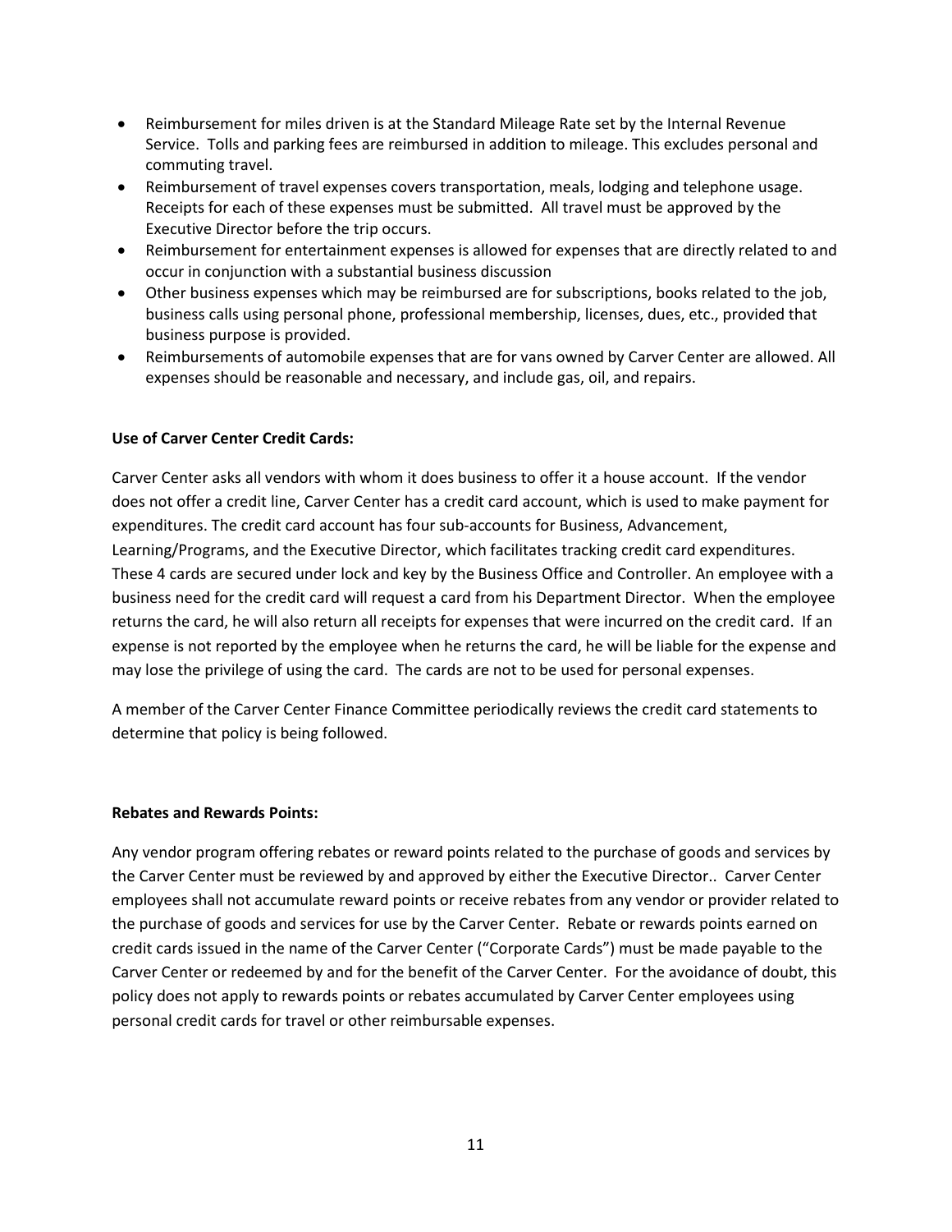- Reimbursement for miles driven is at the Standard Mileage Rate set by the Internal Revenue Service. Tolls and parking fees are reimbursed in addition to mileage. This excludes personal and commuting travel.
- Reimbursement of travel expenses covers transportation, meals, lodging and telephone usage. Receipts for each of these expenses must be submitted. All travel must be approved by the Executive Director before the trip occurs.
- Reimbursement for entertainment expenses is allowed for expenses that are directly related to and occur in conjunction with a substantial business discussion
- Other business expenses which may be reimbursed are for subscriptions, books related to the job, business calls using personal phone, professional membership, licenses, dues, etc., provided that business purpose is provided.
- Reimbursements of automobile expenses that are for vans owned by Carver Center are allowed. All expenses should be reasonable and necessary, and include gas, oil, and repairs.

**Use of Carver Center Credit Cards:**

Carver Center asks all vendors with whom it does business to offer it a house account. If the vendor does not offer a credit line, Carver Center has a credit card account, which is used to make payment for expenditures. The credit card account has four sub-accounts for Business, Advancement, Learning/Programs, and the Executive Director, which facilitates tracking credit card expenditures. These 4 cards are secured under lock and key by the Business Office and Controller. An employee with a business need for the credit card will request a card from his Department Director. When the employee returns the card, he will also return all receipts for expenses that were incurred on the credit card. If an expense is not reported by the employee when he returns the card, he will be liable for the expense and may lose the privilege of using the card. The cards are not to be used for personal expenses.

A member of the Carver Center Finance Committee periodically reviews the credit card statements to determine that policy is being followed.

**Rebates and Rewards Points:**

Any vendor program offering rebates or reward points related to the purchase of goods and services by the Carver Center must be reviewed by and approved by either the Executive Director.. Carver Center employees shall not accumulate reward points or receive rebates from any vendor or provider related to the purchase of goods and services for use by the Carver Center. Rebate or rewards points earned on credit cards issued in the name of the Carver Center ("Corporate Cards") must be made payable to the Carver Center or redeemed by and for the benefit of the Carver Center. For the avoidance of doubt, this policy does not apply to rewards points or rebates accumulated by Carver Center employees using personal credit cards for travel or other reimbursable expenses.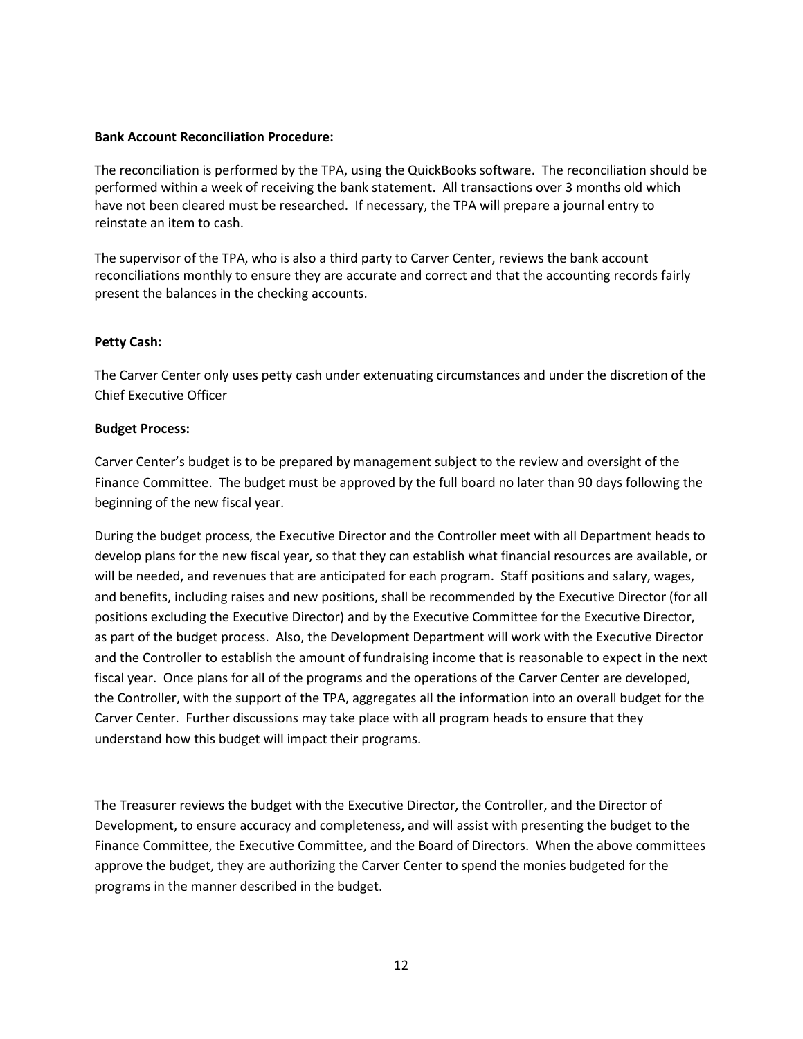**Bank Account Reconciliation Procedure:**

The reconciliation is performed by the TPA, using the QuickBooks software. The reconciliation should be performed within a week of receiving the bank statement. All transactions over 3 months old which have not been cleared must be researched. If necessary, the TPA will prepare a journal entry to reinstate an item to cash.

The supervisor of the TPA, who is also a third party to Carver Center, reviews the bank account reconciliations monthly to ensure they are accurate and correct and that the accounting records fairly present the balances in the checking accounts.

**Petty Cash:**

The Carver Center only uses petty cash under extenuating circumstances and under the discretion of the Chief Executive Officer

**Budget Process:**

Carver Center's budget is to be prepared by management subject to the review and oversight of the Finance Committee. The budget must be approved by the full board no later than 90 days following the beginning of the new fiscal year.

During the budget process, the Executive Director and the Controller meet with all Department heads to develop plans for the new fiscal year, so that they can establish what financial resources are available, or will be needed, and revenues that are anticipated for each program. Staff positions and salary, wages, and benefits, including raises and new positions, shall be recommended by the Executive Director (for all positions excluding the Executive Director) and by the Executive Committee for the Executive Director, as part of the budget process. Also, the Development Department will work with the Executive Director and the Controller to establish the amount of fundraising income that is reasonable to expect in the next fiscal year. Once plans for all of the programs and the operations of the Carver Center are developed, the Controller, with the support of the TPA, aggregates all the information into an overall budget for the Carver Center. Further discussions may take place with all program heads to ensure that they understand how this budget will impact their programs.

The Treasurer reviews the budget with the Executive Director, the Controller, and the Director of Development, to ensure accuracy and completeness, and will assist with presenting the budget to the Finance Committee, the Executive Committee, and the Board of Directors. When the above committees approve the budget, they are authorizing the Carver Center to spend the monies budgeted for the programs in the manner described in the budget.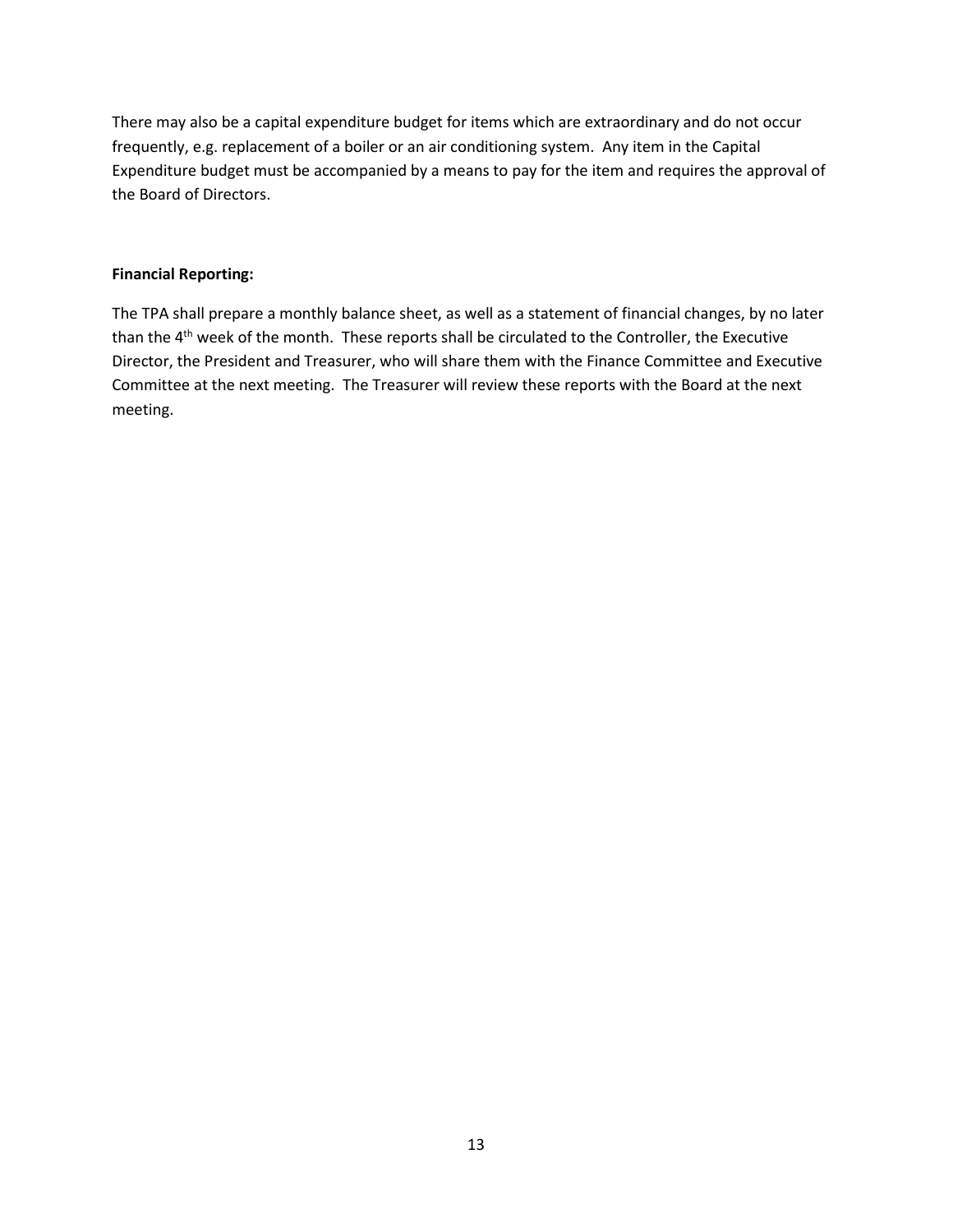There may also be a capital expenditure budget for items which are extraordinary and do not occur frequently, e.g. replacement of a boiler or an air conditioning system. Any item in the Capital Expenditure budget must be accompanied by a means to pay for the item and requires the approval of the Board of Directors.

**Financial Reporting:**

The TPA shall prepare a monthly balance sheet, as well as a statement of financial changes, by no later than the 4th week of the month. These reports shall be circulated to the Controller, the Executive Director, the President and Treasurer, who will share them with the Finance Committee and Executive Committee at the next meeting. The Treasurer will review these reports with the Board at the next meeting.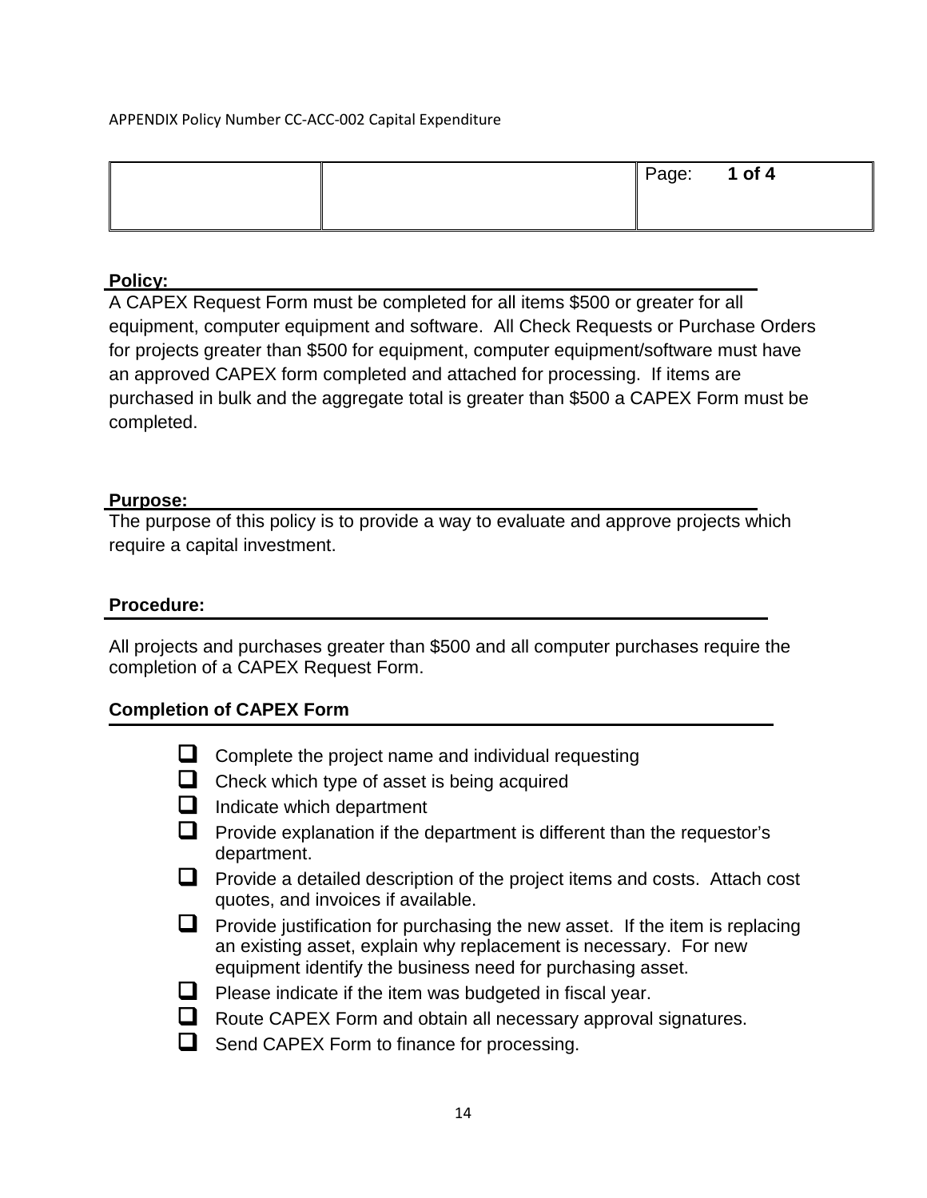APPENDIX Policy Number CC-ACC-002 Capital Expenditure

| | | Page: **1 of 4** |
|---|---|---|

**Policy:**

A CAPEX Request Form must be completed for all items $500 or greater for all equipment, computer equipment and software. All Check Requests or Purchase Orders for projects greater than $500 for equipment, computer equipment/software must have an approved CAPEX form completed and attached for processing. If items are purchased in bulk and the aggregate total is greater than $500 a CAPEX Form must be completed.

**Purpose:**

The purpose of this policy is to provide a way to evaluate and approve projects which require a capital investment.

**Procedure:**

All projects and purchases greater than $500 and all computer purchases require the completion of a CAPEX Request Form.

**Completion of CAPEX Form**

- [ ] Complete the project name and individual requesting
- [ ] Check which type of asset is being acquired
- [ ] Indicate which department
- [ ] Provide explanation if the department is different than the requestor's department.
- [ ] Provide a detailed description of the project items and costs. Attach cost quotes, and invoices if available.
- [ ] Provide justification for purchasing the new asset. If the item is replacing an existing asset, explain why replacement is necessary. For new equipment identify the business need for purchasing asset.
- [ ] Please indicate if the item was budgeted in fiscal year.
- [ ] Route CAPEX Form and obtain all necessary approval signatures.
- [ ] Send CAPEX Form to finance for processing.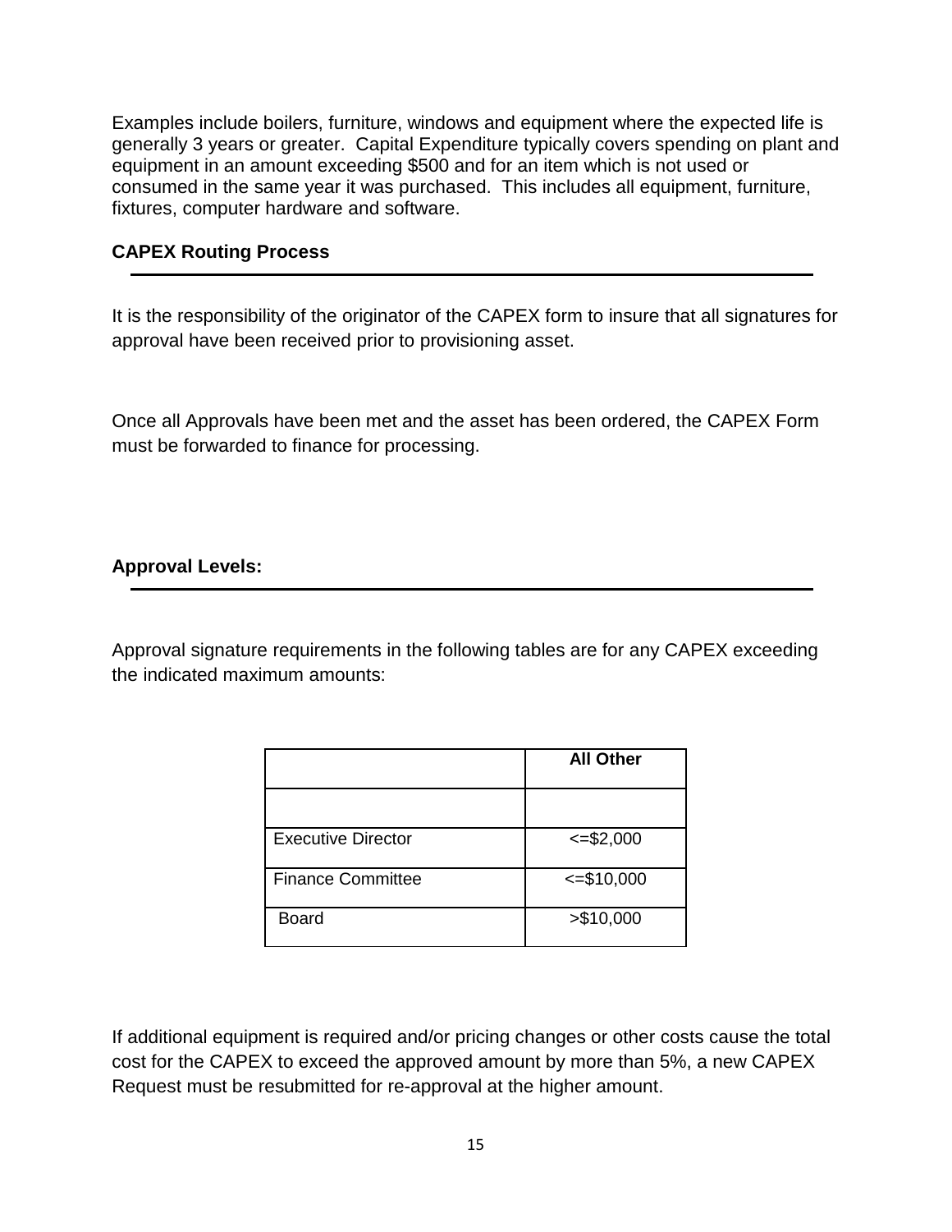Examples include boilers, furniture, windows and equipment where the expected life is generally 3 years or greater. Capital Expenditure typically covers spending on plant and equipment in an amount exceeding $500 and for an item which is not used or consumed in the same year it was purchased. This includes all equipment, furniture, fixtures, computer hardware and software.

**CAPEX Routing Process**

---

It is the responsibility of the originator of the CAPEX form to insure that all signatures for approval have been received prior to provisioning asset.

Once all Approvals have been met and the asset has been ordered, the CAPEX Form must be forwarded to finance for processing.

**Approval Levels:**

---

Approval signature requirements in the following tables are for any CAPEX exceeding the indicated maximum amounts:

| | **All Other** |
|---|---|
| | |
| Executive Director | <=$2,000 |
| Finance Committee | <=$10,000 |
| Board | >$10,000 |

If additional equipment is required and/or pricing changes or other costs cause the total cost for the CAPEX to exceed the approved amount by more than 5%, a new CAPEX Request must be resubmitted for re-approval at the higher amount.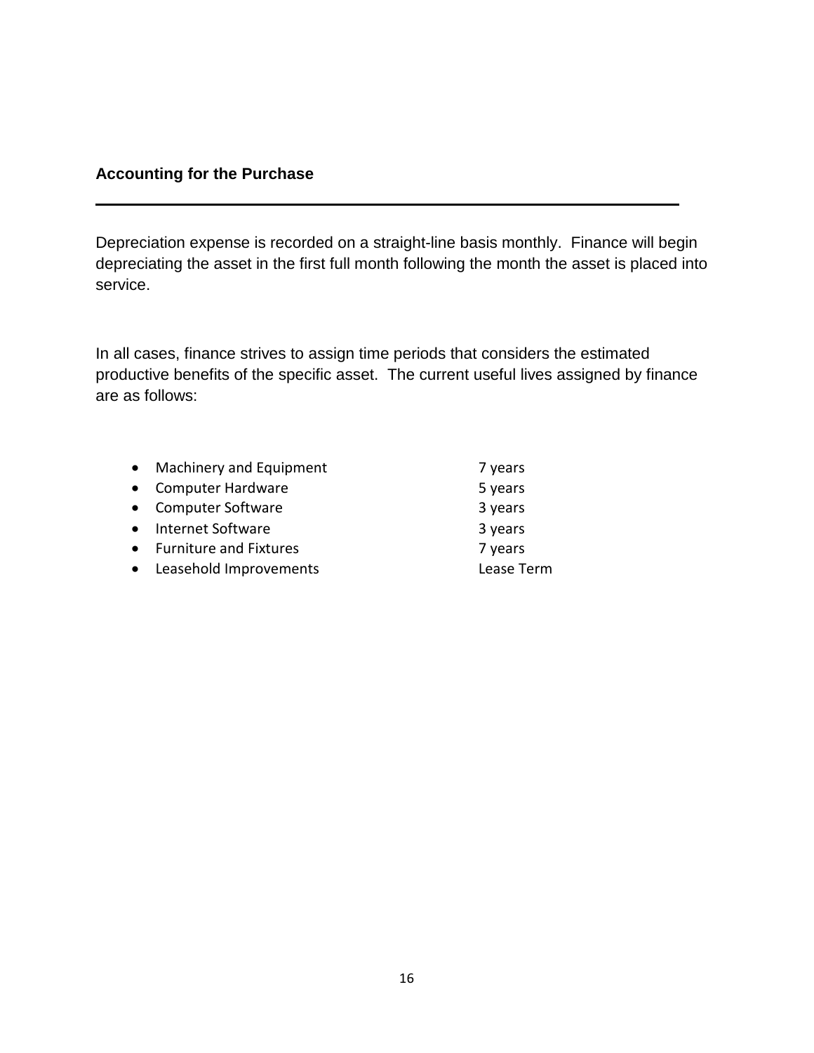### Accounting for the Purchase

Depreciation expense is recorded on a straight-line basis monthly. Finance will begin depreciating the asset in the first full month following the month the asset is placed into service.

In all cases, finance strives to assign time periods that considers the estimated productive benefits of the specific asset. The current useful lives assigned by finance are as follows:

- Machinery and Equipment — 7 years
- Computer Hardware — 5 years
- Computer Software — 3 years
- Internet Software — 3 years
- Furniture and Fixtures — 7 years
- Leasehold Improvements — Lease Term